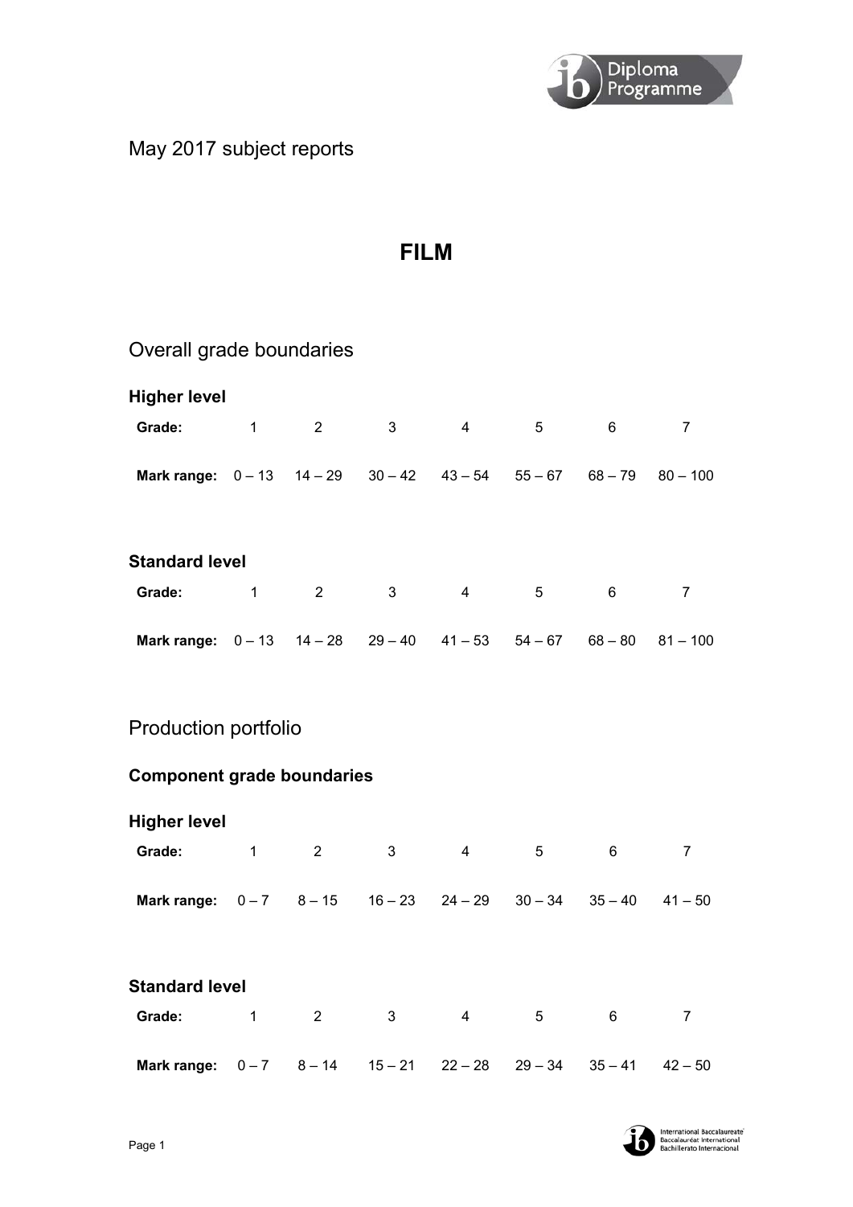May 2017 subject reports

# FILM

## Overall grade boundaries

### Higher level

| Grade: | 1 | 2 | 3 | 4 | 5 | 6 | 7 |
|---|---|---|---|---|---|---|---|
| **Mark range:** | 0 – 13 | 14 – 29 | 30 – 42 | 43 – 54 | 55 – 67 | 68 – 79 | 80 – 100 |

### Standard level

| Grade: | 1 | 2 | 3 | 4 | 5 | 6 | 7 |
|---|---|---|---|---|---|---|---|
| **Mark range:** | 0 – 13 | 14 – 28 | 29 – 40 | 41 – 53 | 54 – 67 | 68 – 80 | 81 – 100 |

## Production portfolio

### Component grade boundaries

### Higher level

| Grade: | 1 | 2 | 3 | 4 | 5 | 6 | 7 |
|---|---|---|---|---|---|---|---|
| **Mark range:** | 0 – 7 | 8 – 15 | 16 – 23 | 24 – 29 | 30 – 34 | 35 – 40 | 41 – 50 |

### Standard level

| Grade: | 1 | 2 | 3 | 4 | 5 | 6 | 7 |
|---|---|---|---|---|---|---|---|
| **Mark range:** | 0 – 7 | 8 – 14 | 15 – 21 | 22 – 28 | 29 – 34 | 35 – 41 | 42 – 50 |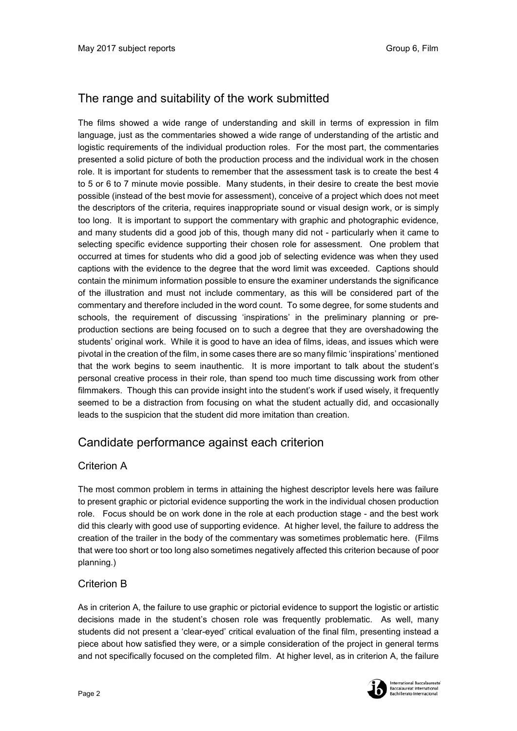## The range and suitability of the work submitted

The films showed a wide range of understanding and skill in terms of expression in film language, just as the commentaries showed a wide range of understanding of the artistic and logistic requirements of the individual production roles. For the most part, the commentaries presented a solid picture of both the production process and the individual work in the chosen role. It is important for students to remember that the assessment task is to create the best 4 to 5 or 6 to 7 minute movie possible. Many students, in their desire to create the best movie possible (instead of the best movie for assessment), conceive of a project which does not meet the descriptors of the criteria, requires inappropriate sound or visual design work, or is simply too long. It is important to support the commentary with graphic and photographic evidence, and many students did a good job of this, though many did not - particularly when it came to selecting specific evidence supporting their chosen role for assessment. One problem that occurred at times for students who did a good job of selecting evidence was when they used captions with the evidence to the degree that the word limit was exceeded. Captions should contain the minimum information possible to ensure the examiner understands the significance of the illustration and must not include commentary, as this will be considered part of the commentary and therefore included in the word count. To some degree, for some students and schools, the requirement of discussing 'inspirations' in the preliminary planning or pre-production sections are being focused on to such a degree that they are overshadowing the students' original work. While it is good to have an idea of films, ideas, and issues which were pivotal in the creation of the film, in some cases there are so many filmic 'inspirations' mentioned that the work begins to seem inauthentic. It is more important to talk about the student's personal creative process in their role, than spend too much time discussing work from other filmmakers. Though this can provide insight into the student's work if used wisely, it frequently seemed to be a distraction from focusing on what the student actually did, and occasionally leads to the suspicion that the student did more imitation than creation.

## Candidate performance against each criterion

### Criterion A

The most common problem in terms in attaining the highest descriptor levels here was failure to present graphic or pictorial evidence supporting the work in the individual chosen production role. Focus should be on work done in the role at each production stage - and the best work did this clearly with good use of supporting evidence. At higher level, the failure to address the creation of the trailer in the body of the commentary was sometimes problematic here. (Films that were too short or too long also sometimes negatively affected this criterion because of poor planning.)

### Criterion B

As in criterion A, the failure to use graphic or pictorial evidence to support the logistic or artistic decisions made in the student's chosen role was frequently problematic. As well, many students did not present a 'clear-eyed' critical evaluation of the final film, presenting instead a piece about how satisfied they were, or a simple consideration of the project in general terms and not specifically focused on the completed film. At higher level, as in criterion A, the failure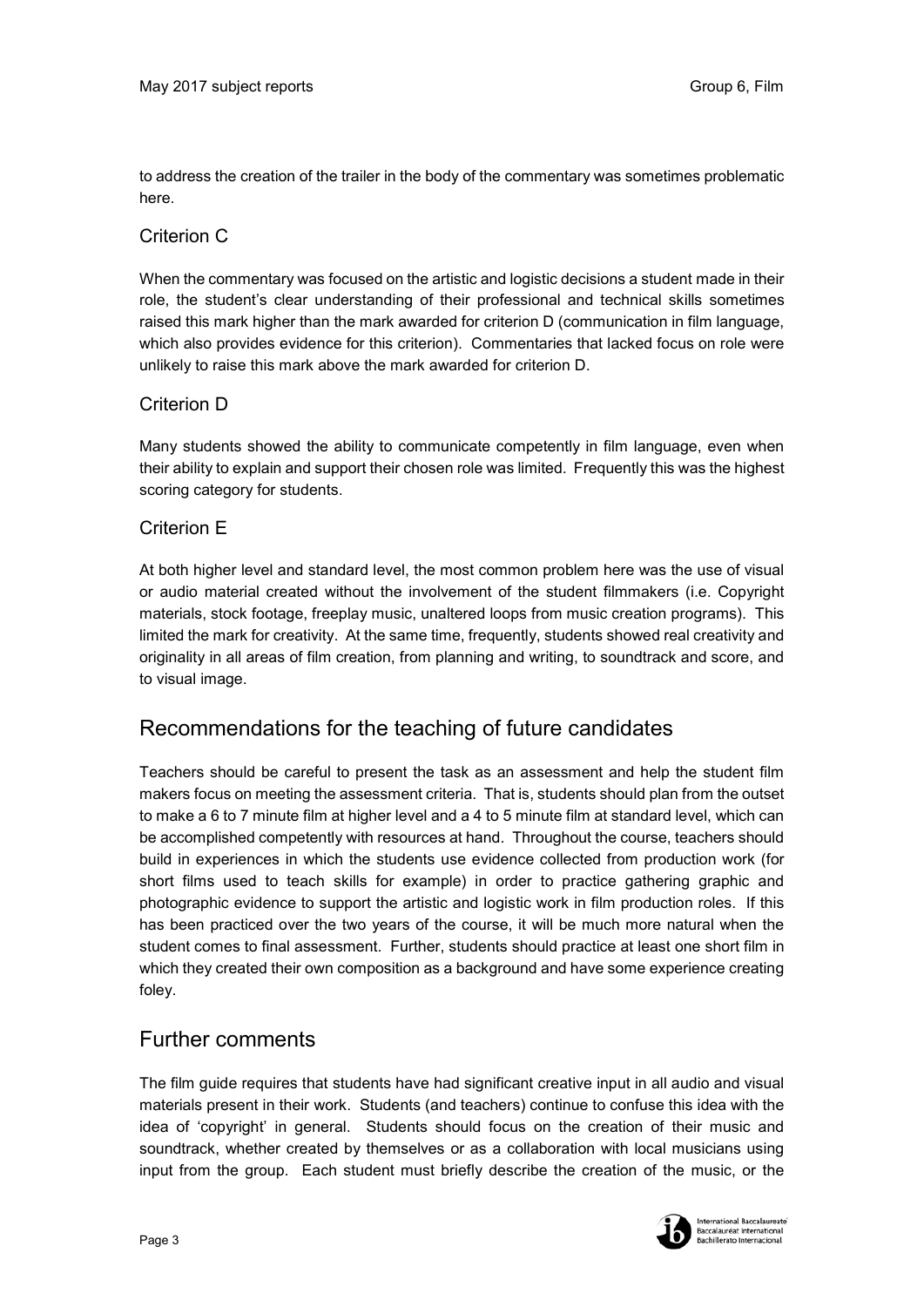to address the creation of the trailer in the body of the commentary was sometimes problematic here.

### Criterion C

When the commentary was focused on the artistic and logistic decisions a student made in their role, the student's clear understanding of their professional and technical skills sometimes raised this mark higher than the mark awarded for criterion D (communication in film language, which also provides evidence for this criterion). Commentaries that lacked focus on role were unlikely to raise this mark above the mark awarded for criterion D.

### Criterion D

Many students showed the ability to communicate competently in film language, even when their ability to explain and support their chosen role was limited. Frequently this was the highest scoring category for students.

### Criterion E

At both higher level and standard level, the most common problem here was the use of visual or audio material created without the involvement of the student filmmakers (i.e. Copyright materials, stock footage, freeplay music, unaltered loops from music creation programs). This limited the mark for creativity. At the same time, frequently, students showed real creativity and originality in all areas of film creation, from planning and writing, to soundtrack and score, and to visual image.

## Recommendations for the teaching of future candidates

Teachers should be careful to present the task as an assessment and help the student film makers focus on meeting the assessment criteria. That is, students should plan from the outset to make a 6 to 7 minute film at higher level and a 4 to 5 minute film at standard level, which can be accomplished competently with resources at hand. Throughout the course, teachers should build in experiences in which the students use evidence collected from production work (for short films used to teach skills for example) in order to practice gathering graphic and photographic evidence to support the artistic and logistic work in film production roles. If this has been practiced over the two years of the course, it will be much more natural when the student comes to final assessment. Further, students should practice at least one short film in which they created their own composition as a background and have some experience creating foley.

## Further comments

The film guide requires that students have had significant creative input in all audio and visual materials present in their work. Students (and teachers) continue to confuse this idea with the idea of 'copyright' in general. Students should focus on the creation of their music and soundtrack, whether created by themselves or as a collaboration with local musicians using input from the group. Each student must briefly describe the creation of the music, or the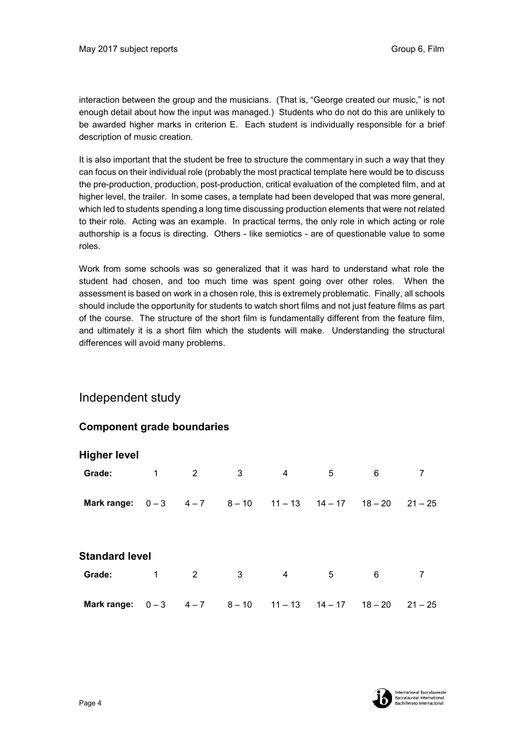interaction between the group and the musicians. (That is, “George created our music,” is not enough detail about how the input was managed.) Students who do not do this are unlikely to be awarded higher marks in criterion E. Each student is individually responsible for a brief description of music creation.

It is also important that the student be free to structure the commentary in such a way that they can focus on their individual role (probably the most practical template here would be to discuss the pre-production, production, post-production, critical evaluation of the completed film, and at higher level, the trailer. In some cases, a template had been developed that was more general, which led to students spending a long time discussing production elements that were not related to their role. Acting was an example. In practical terms, the only role in which acting or role authorship is a focus is directing. Others - like semiotics - are of questionable value to some roles.

Work from some schools was so generalized that it was hard to understand what role the student had chosen, and too much time was spent going over other roles. When the assessment is based on work in a chosen role, this is extremely problematic. Finally, all schools should include the opportunity for students to watch short films and not just feature films as part of the course. The structure of the short film is fundamentally different from the feature film, and ultimately it is a short film which the students will make. Understanding the structural differences will avoid many problems.

# Independent study

## Component grade boundaries

### Higher level

| Grade: | 1 | 2 | 3 | 4 | 5 | 6 | 7 |
|---|---|---|---|---|---|---|---|
| Mark range: | 0 – 3 | 4 – 7 | 8 – 10 | 11 – 13 | 14 – 17 | 18 – 20 | 21 – 25 |

### Standard level

| Grade: | 1 | 2 | 3 | 4 | 5 | 6 | 7 |
|---|---|---|---|---|---|---|---|
| Mark range: | 0 – 3 | 4 – 7 | 8 – 10 | 11 – 13 | 14 – 17 | 18 – 20 | 21 – 25 |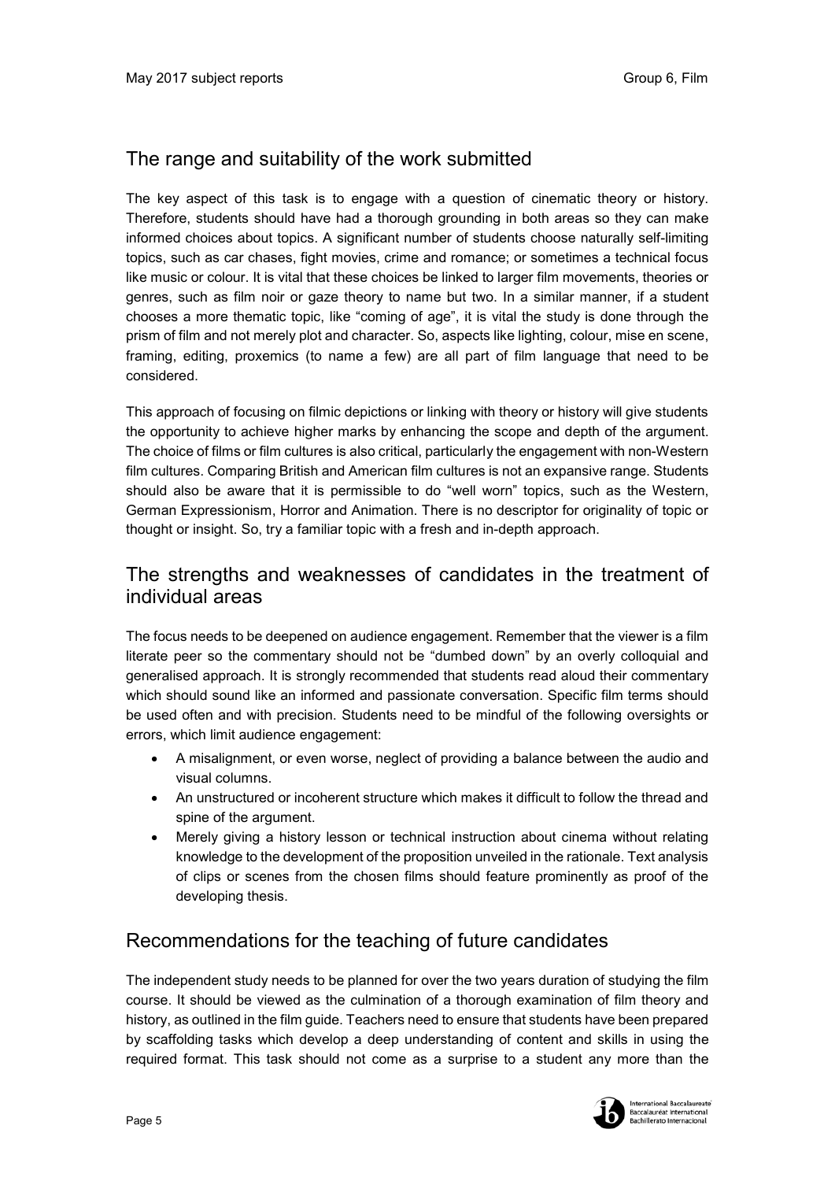## The range and suitability of the work submitted

The key aspect of this task is to engage with a question of cinematic theory or history. Therefore, students should have had a thorough grounding in both areas so they can make informed choices about topics. A significant number of students choose naturally self-limiting topics, such as car chases, fight movies, crime and romance; or sometimes a technical focus like music or colour. It is vital that these choices be linked to larger film movements, theories or genres, such as film noir or gaze theory to name but two. In a similar manner, if a student chooses a more thematic topic, like "coming of age", it is vital the study is done through the prism of film and not merely plot and character. So, aspects like lighting, colour, mise en scene, framing, editing, proxemics (to name a few) are all part of film language that need to be considered.

This approach of focusing on filmic depictions or linking with theory or history will give students the opportunity to achieve higher marks by enhancing the scope and depth of the argument. The choice of films or film cultures is also critical, particularly the engagement with non-Western film cultures. Comparing British and American film cultures is not an expansive range. Students should also be aware that it is permissible to do "well worn" topics, such as the Western, German Expressionism, Horror and Animation. There is no descriptor for originality of topic or thought or insight. So, try a familiar topic with a fresh and in-depth approach.

## The strengths and weaknesses of candidates in the treatment of individual areas

The focus needs to be deepened on audience engagement. Remember that the viewer is a film literate peer so the commentary should not be "dumbed down" by an overly colloquial and generalised approach. It is strongly recommended that students read aloud their commentary which should sound like an informed and passionate conversation. Specific film terms should be used often and with precision. Students need to be mindful of the following oversights or errors, which limit audience engagement:

- A misalignment, or even worse, neglect of providing a balance between the audio and visual columns.
- An unstructured or incoherent structure which makes it difficult to follow the thread and spine of the argument.
- Merely giving a history lesson or technical instruction about cinema without relating knowledge to the development of the proposition unveiled in the rationale. Text analysis of clips or scenes from the chosen films should feature prominently as proof of the developing thesis.

## Recommendations for the teaching of future candidates

The independent study needs to be planned for over the two years duration of studying the film course. It should be viewed as the culmination of a thorough examination of film theory and history, as outlined in the film guide. Teachers need to ensure that students have been prepared by scaffolding tasks which develop a deep understanding of content and skills in using the required format. This task should not come as a surprise to a student any more than the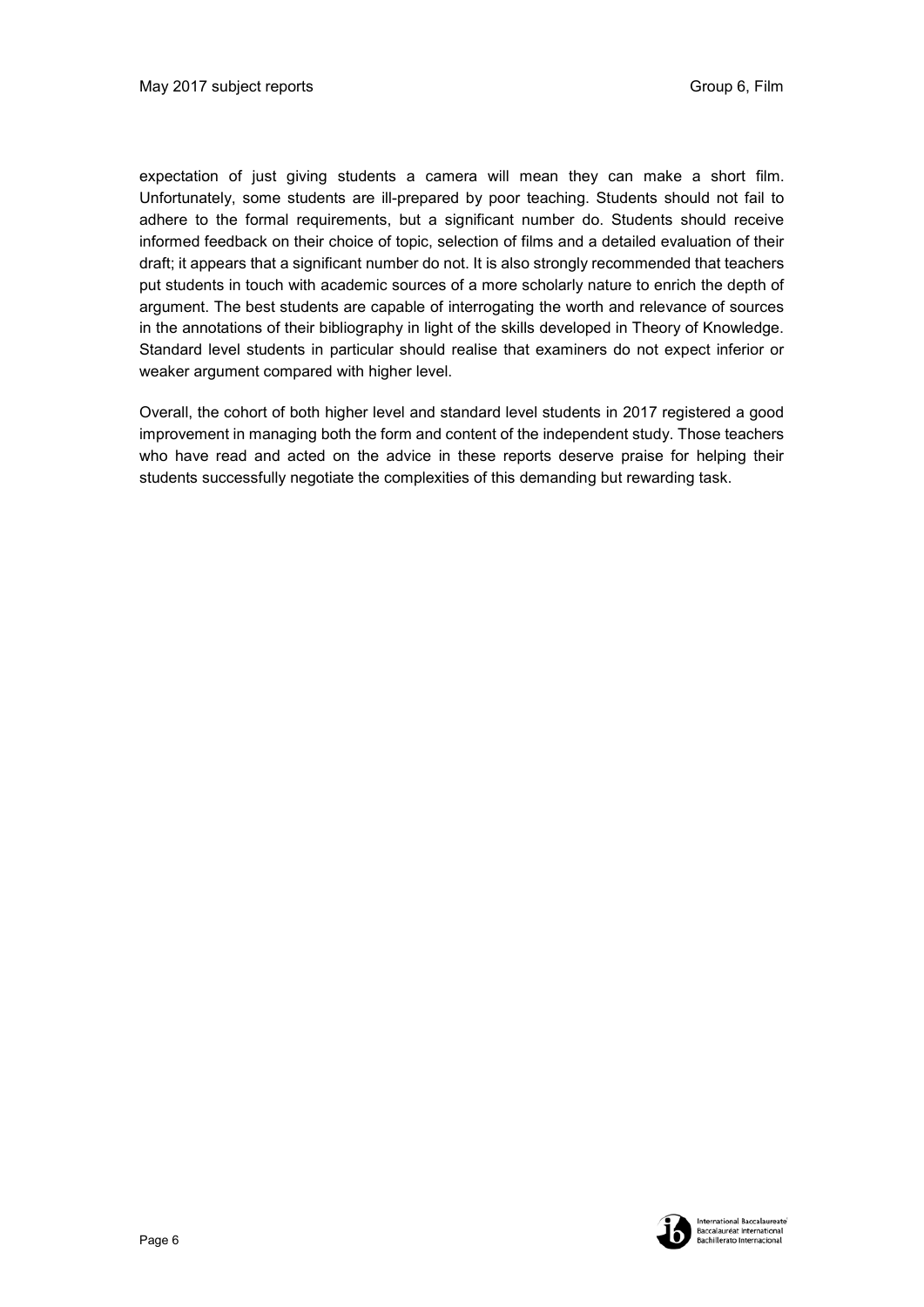expectation of just giving students a camera will mean they can make a short film. Unfortunately, some students are ill-prepared by poor teaching. Students should not fail to adhere to the formal requirements, but a significant number do. Students should receive informed feedback on their choice of topic, selection of films and a detailed evaluation of their draft; it appears that a significant number do not. It is also strongly recommended that teachers put students in touch with academic sources of a more scholarly nature to enrich the depth of argument. The best students are capable of interrogating the worth and relevance of sources in the annotations of their bibliography in light of the skills developed in Theory of Knowledge. Standard level students in particular should realise that examiners do not expect inferior or weaker argument compared with higher level.

Overall, the cohort of both higher level and standard level students in 2017 registered a good improvement in managing both the form and content of the independent study. Those teachers who have read and acted on the advice in these reports deserve praise for helping their students successfully negotiate the complexities of this demanding but rewarding task.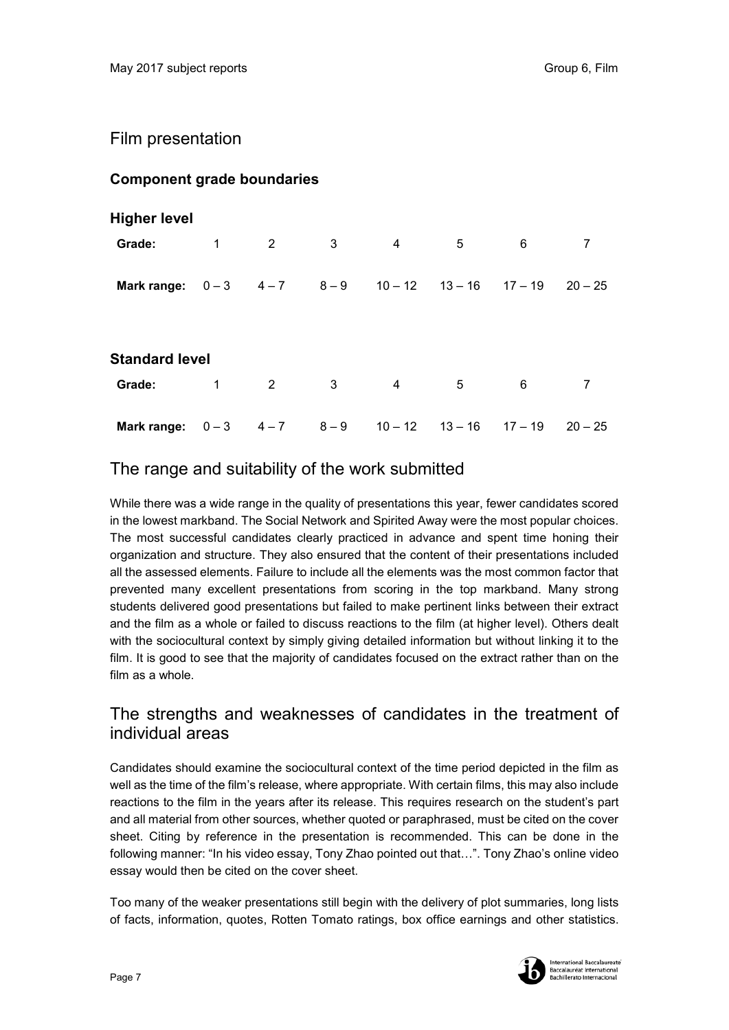# Film presentation

## Component grade boundaries

### Higher level

| Grade: | 1 | 2 | 3 | 4 | 5 | 6 | 7 |
|---|---|---|---|---|---|---|---|
| Mark range: | 0 – 3 | 4 – 7 | 8 – 9 | 10 – 12 | 13 – 16 | 17 – 19 | 20 – 25 |

### Standard level

| Grade: | 1 | 2 | 3 | 4 | 5 | 6 | 7 |
|---|---|---|---|---|---|---|---|
| Mark range: | 0 – 3 | 4 – 7 | 8 – 9 | 10 – 12 | 13 – 16 | 17 – 19 | 20 – 25 |

## The range and suitability of the work submitted

While there was a wide range in the quality of presentations this year, fewer candidates scored in the lowest markband. The Social Network and Spirited Away were the most popular choices. The most successful candidates clearly practiced in advance and spent time honing their organization and structure. They also ensured that the content of their presentations included all the assessed elements. Failure to include all the elements was the most common factor that prevented many excellent presentations from scoring in the top markband. Many strong students delivered good presentations but failed to make pertinent links between their extract and the film as a whole or failed to discuss reactions to the film (at higher level). Others dealt with the sociocultural context by simply giving detailed information but without linking it to the film. It is good to see that the majority of candidates focused on the extract rather than on the film as a whole.

## The strengths and weaknesses of candidates in the treatment of individual areas

Candidates should examine the sociocultural context of the time period depicted in the film as well as the time of the film's release, where appropriate. With certain films, this may also include reactions to the film in the years after its release. This requires research on the student's part and all material from other sources, whether quoted or paraphrased, must be cited on the cover sheet. Citing by reference in the presentation is recommended. This can be done in the following manner: "In his video essay, Tony Zhao pointed out that…". Tony Zhao's online video essay would then be cited on the cover sheet.

Too many of the weaker presentations still begin with the delivery of plot summaries, long lists of facts, information, quotes, Rotten Tomato ratings, box office earnings and other statistics.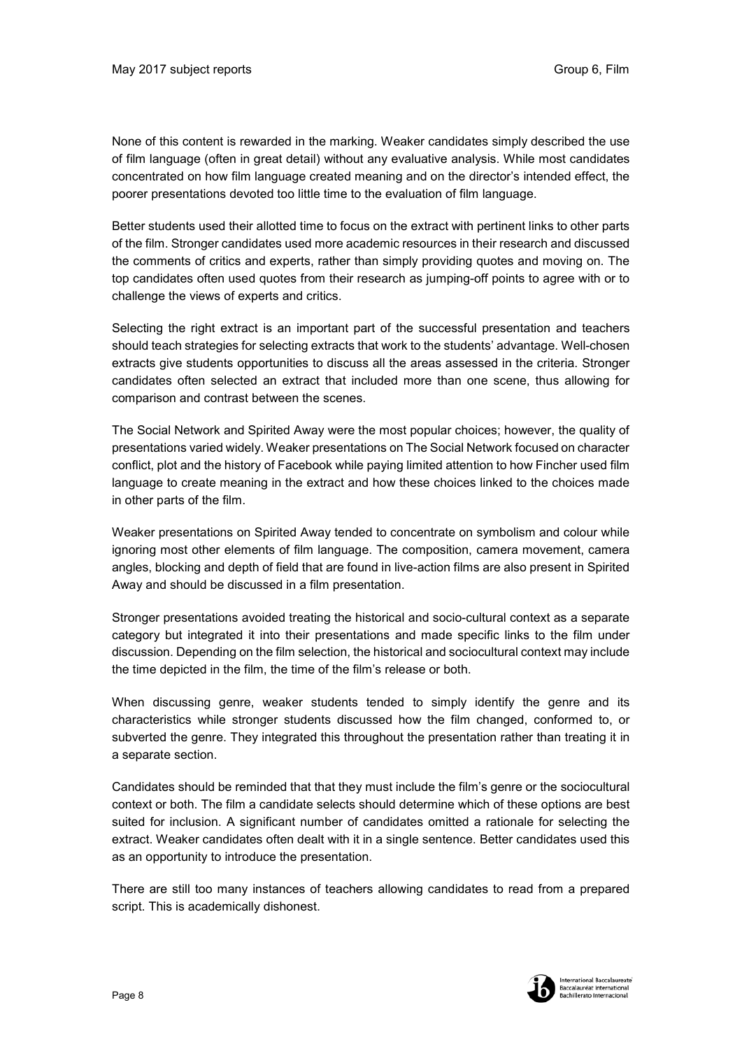None of this content is rewarded in the marking. Weaker candidates simply described the use of film language (often in great detail) without any evaluative analysis. While most candidates concentrated on how film language created meaning and on the director's intended effect, the poorer presentations devoted too little time to the evaluation of film language.

Better students used their allotted time to focus on the extract with pertinent links to other parts of the film. Stronger candidates used more academic resources in their research and discussed the comments of critics and experts, rather than simply providing quotes and moving on. The top candidates often used quotes from their research as jumping-off points to agree with or to challenge the views of experts and critics.

Selecting the right extract is an important part of the successful presentation and teachers should teach strategies for selecting extracts that work to the students' advantage. Well-chosen extracts give students opportunities to discuss all the areas assessed in the criteria. Stronger candidates often selected an extract that included more than one scene, thus allowing for comparison and contrast between the scenes.

The Social Network and Spirited Away were the most popular choices; however, the quality of presentations varied widely. Weaker presentations on The Social Network focused on character conflict, plot and the history of Facebook while paying limited attention to how Fincher used film language to create meaning in the extract and how these choices linked to the choices made in other parts of the film.

Weaker presentations on Spirited Away tended to concentrate on symbolism and colour while ignoring most other elements of film language. The composition, camera movement, camera angles, blocking and depth of field that are found in live-action films are also present in Spirited Away and should be discussed in a film presentation.

Stronger presentations avoided treating the historical and socio-cultural context as a separate category but integrated it into their presentations and made specific links to the film under discussion. Depending on the film selection, the historical and sociocultural context may include the time depicted in the film, the time of the film's release or both.

When discussing genre, weaker students tended to simply identify the genre and its characteristics while stronger students discussed how the film changed, conformed to, or subverted the genre. They integrated this throughout the presentation rather than treating it in a separate section.

Candidates should be reminded that that they must include the film's genre or the sociocultural context or both. The film a candidate selects should determine which of these options are best suited for inclusion. A significant number of candidates omitted a rationale for selecting the extract. Weaker candidates often dealt with it in a single sentence. Better candidates used this as an opportunity to introduce the presentation.

There are still too many instances of teachers allowing candidates to read from a prepared script. This is academically dishonest.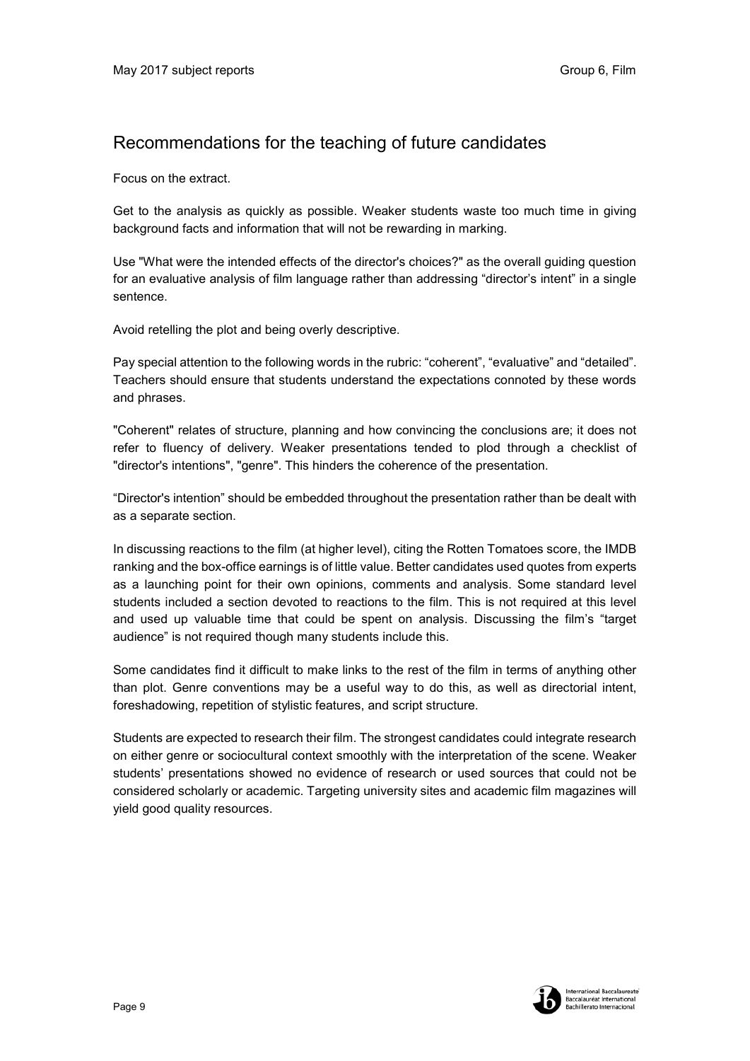## Recommendations for the teaching of future candidates

Focus on the extract.

Get to the analysis as quickly as possible. Weaker students waste too much time in giving background facts and information that will not be rewarding in marking.

Use "What were the intended effects of the director's choices?" as the overall guiding question for an evaluative analysis of film language rather than addressing "director's intent" in a single sentence.

Avoid retelling the plot and being overly descriptive.

Pay special attention to the following words in the rubric: "coherent", "evaluative" and "detailed". Teachers should ensure that students understand the expectations connoted by these words and phrases.

"Coherent" relates of structure, planning and how convincing the conclusions are; it does not refer to fluency of delivery. Weaker presentations tended to plod through a checklist of "director's intentions", "genre". This hinders the coherence of the presentation.

"Director's intention" should be embedded throughout the presentation rather than be dealt with as a separate section.

In discussing reactions to the film (at higher level), citing the Rotten Tomatoes score, the IMDB ranking and the box-office earnings is of little value. Better candidates used quotes from experts as a launching point for their own opinions, comments and analysis. Some standard level students included a section devoted to reactions to the film. This is not required at this level and used up valuable time that could be spent on analysis. Discussing the film's "target audience" is not required though many students include this.

Some candidates find it difficult to make links to the rest of the film in terms of anything other than plot. Genre conventions may be a useful way to do this, as well as directorial intent, foreshadowing, repetition of stylistic features, and script structure.

Students are expected to research their film. The strongest candidates could integrate research on either genre or sociocultural context smoothly with the interpretation of the scene. Weaker students' presentations showed no evidence of research or used sources that could not be considered scholarly or academic. Targeting university sites and academic film magazines will yield good quality resources.